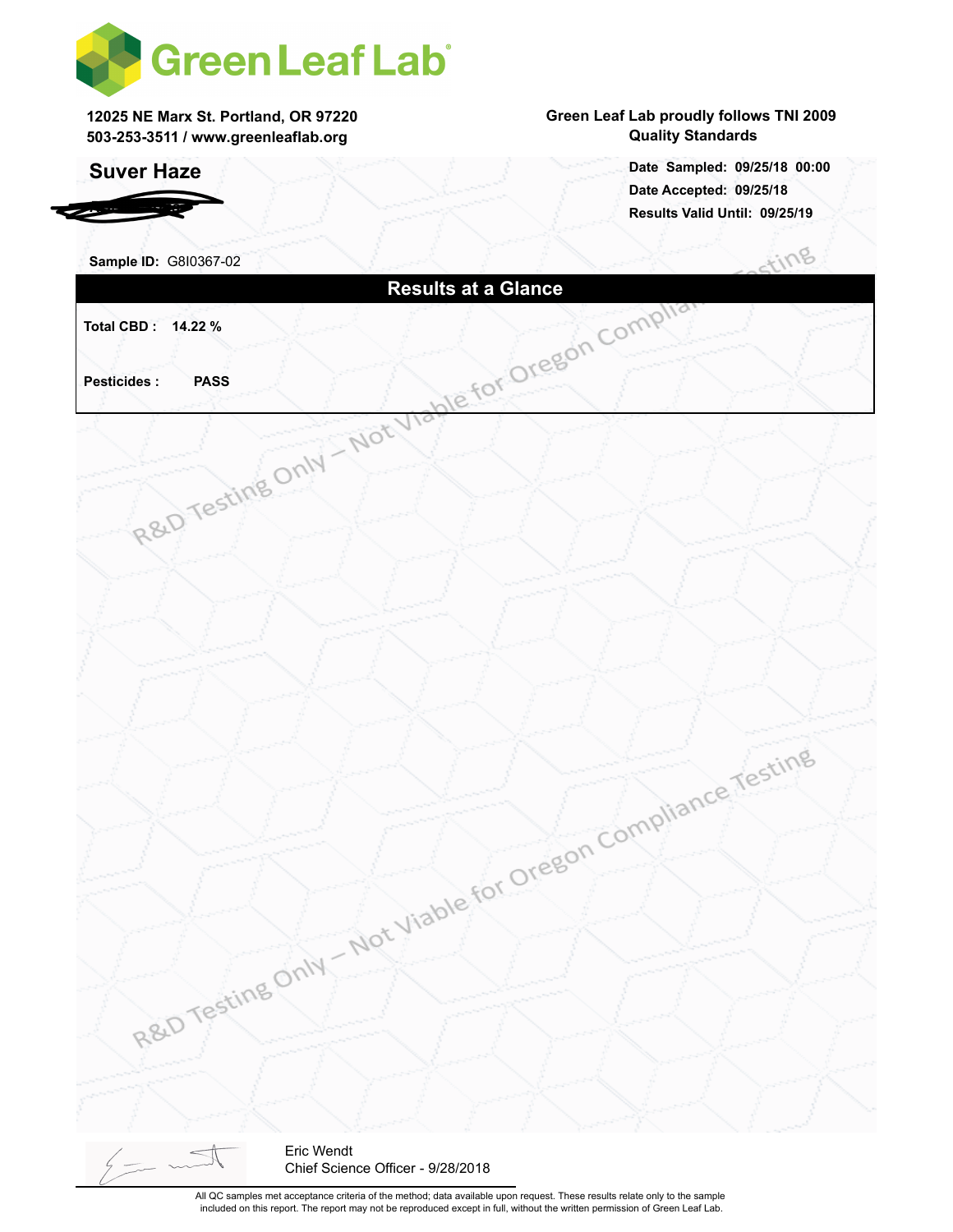# Green Leaf Lab

**12025 NE Marx St. Portland, OR 97220**
**503-253-3511 / www.greenleaflab.org**

**Green Leaf Lab proudly follows TNI 2009 Quality Standards**

## Suver Haze

**Date Sampled: 09/25/18 00:00**
**Date Accepted: 09/25/18**
**Results Valid Until: 09/25/19**

**Sample ID:** G8I0367-02

## Results at a Glance

**Total CBD : 14.22 %**

**Pesticides : PASS**

R&D Testing Only – Not Viable for Oregon Compliance Testing

R&D Testing Only – Not Viable for Oregon Compliance Testing

Eric Wendt
Chief Science Officer - 9/28/2018

All QC samples met acceptance criteria of the method; data available upon request. These results relate only to the sample included on this report. The report may not be reproduced except in full, without the written permission of Green Leaf Lab.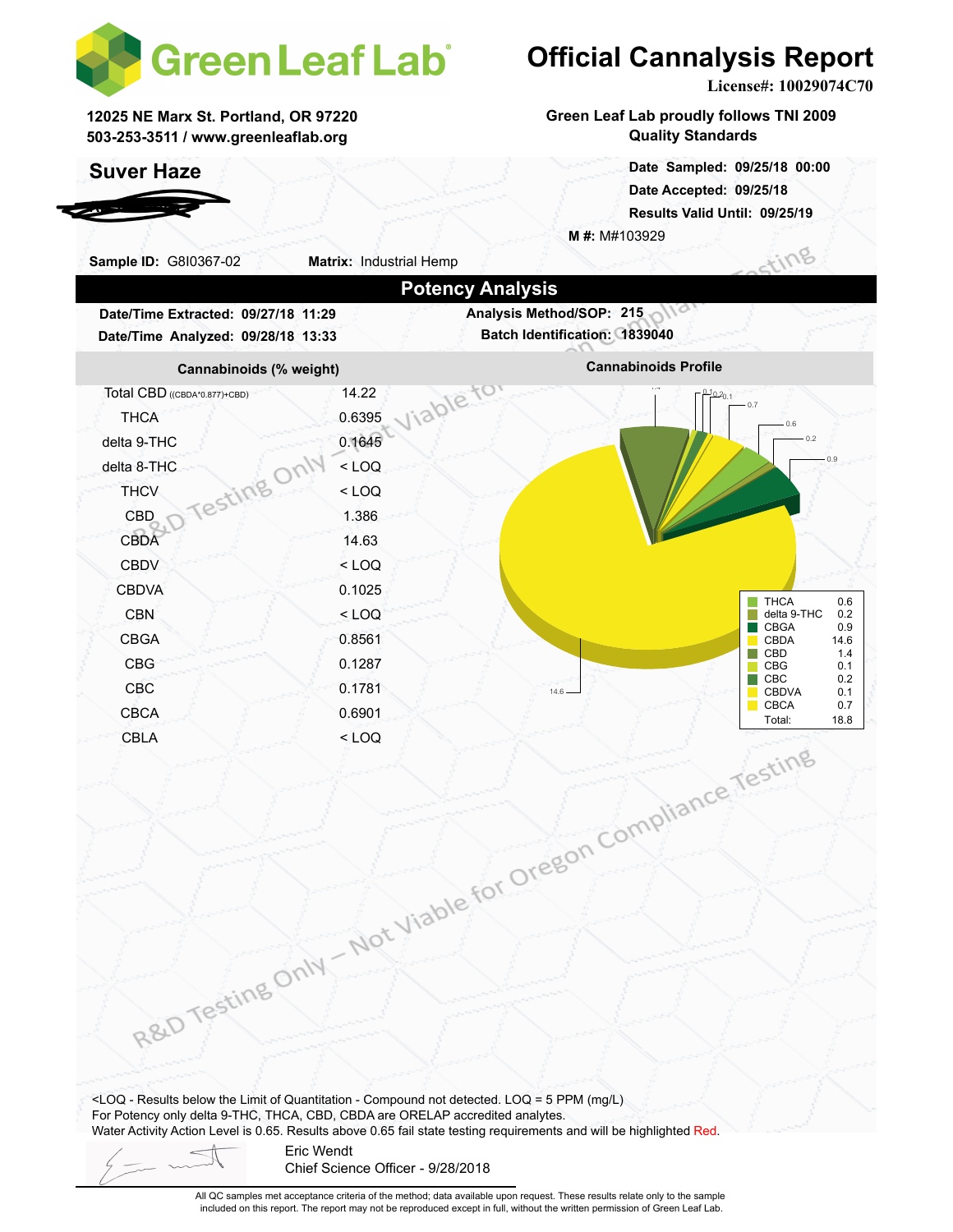# Green Leaf Lab

## Official Cannalysis Report

**License#: 10029074C70**

**12025 NE Marx St. Portland, OR 97220**
**503-253-3511 / www.greenleaflab.org**

**Green Leaf Lab proudly follows TNI 2009 Quality Standards**

## Suver Haze

**Date Sampled:** 09/25/18 00:00
**Date Accepted:** 09/25/18
**Results Valid Until:** 09/25/19
**M #:** M#103929

**Sample ID:** G8I0367-02 **Matrix:** Industrial Hemp

## Potency Analysis

**Date/Time Extracted:** 09/27/18 11:29
**Date/Time Analyzed:** 09/28/18 13:33
**Analysis Method/SOP:** 215
**Batch Identification:** 1839040

| Cannabinoids (% weight) | |
|---|---|
| Total CBD ((CBDA*0.877)+CBD) | 14.22 |
| THCA | 0.6395 |
| delta 9-THC | 0.1645 |
| delta 8-THC | < LOQ |
| THCV | < LOQ |
| CBD | 1.386 |
| CBDA | 14.63 |
| CBDV | < LOQ |
| CBDVA | 0.1025 |
| CBN | < LOQ |
| CBGA | 0.8561 |
| CBG | 0.1287 |
| CBC | 0.1781 |
| CBCA | 0.6901 |
| CBLA | < LOQ |

**Cannabinoids Profile**

| | |
|---|---|
| THCA | 0.6 |
| delta 9-THC | 0.2 |
| CBGA | 0.9 |
| CBDA | 14.6 |
| CBD | 1.4 |
| CBG | 0.1 |
| CBC | 0.2 |
| CBDVA | 0.1 |
| CBCA | 0.7 |
| Total: | 18.8 |

R&D Testing Only – Not Viable for Oregon Compliance Testing

<LOQ - Results below the Limit of Quantitation - Compound not detected. LOQ = 5 PPM (mg/L)
For Potency only delta 9-THC, THCA, CBD, CBDA are ORELAP accredited analytes.
Water Activity Action Level is 0.65. Results above 0.65 fail state testing requirements and will be highlighted Red.

Eric Wendt
Chief Science Officer - 9/28/2018

All QC samples met acceptance criteria of the method; data available upon request. These results relate only to the sample included on this report. The report may not be reproduced except in full, without the written permission of Green Leaf Lab.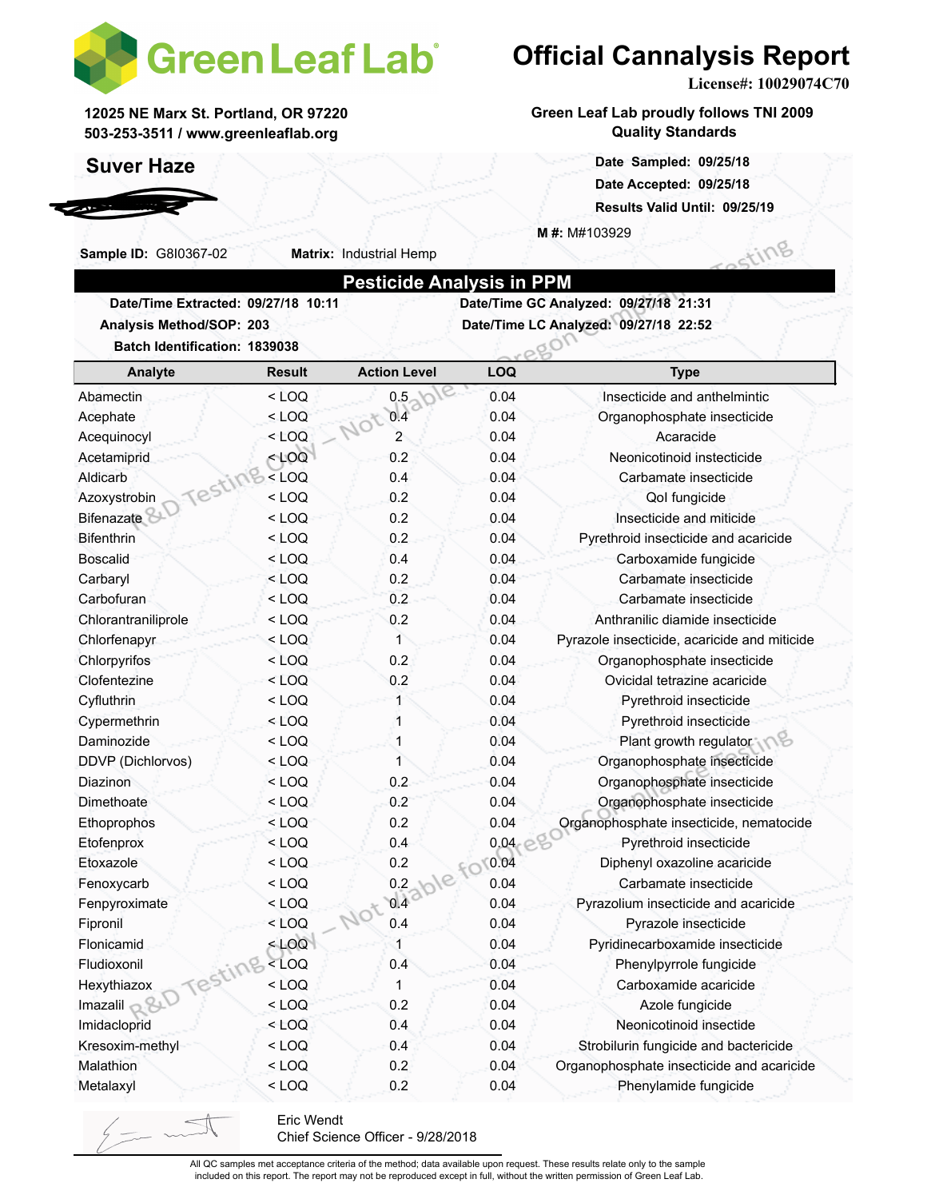# Green Leaf Lab

12025 NE Marx St. Portland, OR 97220
503-253-3511 / www.greenleaflab.org

# Official Cannalysis Report

**License#: 10029074C70**

**Green Leaf Lab proudly follows TNI 2009 Quality Standards**

## Suver Haze

**Date Sampled:** 09/25/18
**Date Accepted:** 09/25/18
**Results Valid Until:** 09/25/19

**M #:** M#103929

**Sample ID:** G8I0367-02 **Matrix:** Industrial Hemp

## Pesticide Analysis in PPM

**Date/Time Extracted:** 09/27/18 10:11
**Analysis Method/SOP:** 203
**Batch Identification:** 1839038
**Date/Time GC Analyzed:** 09/27/18 21:31
**Date/Time LC Analyzed:** 09/27/18 22:52

| Analyte | Result | Action Level | LOQ | Type |
|---|---|---|---|---|
| Abamectin | < LOQ | 0.5 | 0.04 | Insecticide and anthelmintic |
| Acephate | < LOQ | 0.4 | 0.04 | Organophosphate insecticide |
| Acequinocyl | < LOQ | 2 | 0.04 | Acaracide |
| Acetamiprid | < LOQ | 0.2 | 0.04 | Neonicotinoid instecticide |
| Aldicarb | < LOQ | 0.4 | 0.04 | Carbamate insecticide |
| Azoxystrobin | < LOQ | 0.2 | 0.04 | QoI fungicide |
| Bifenazate | < LOQ | 0.2 | 0.04 | Insecticide and miticide |
| Bifenthrin | < LOQ | 0.2 | 0.04 | Pyrethroid insecticide and acaricide |
| Boscalid | < LOQ | 0.4 | 0.04 | Carboxamide fungicide |
| Carbaryl | < LOQ | 0.2 | 0.04 | Carbamate insecticide |
| Carbofuran | < LOQ | 0.2 | 0.04 | Carbamate insecticide |
| Chlorantraniliprole | < LOQ | 0.2 | 0.04 | Anthranilic diamide insecticide |
| Chlorfenapyr | < LOQ | 1 | 0.04 | Pyrazole insecticide, acaricide and miticide |
| Chlorpyrifos | < LOQ | 0.2 | 0.04 | Organophosphate insecticide |
| Clofentezine | < LOQ | 0.2 | 0.04 | Ovicidal tetrazine acaricide |
| Cyfluthrin | < LOQ | 1 | 0.04 | Pyrethroid insecticide |
| Cypermethrin | < LOQ | 1 | 0.04 | Pyrethroid insecticide |
| Daminozide | < LOQ | 1 | 0.04 | Plant growth regulator |
| DDVP (Dichlorvos) | < LOQ | 1 | 0.04 | Organophosphate insecticide |
| Diazinon | < LOQ | 0.2 | 0.04 | Organophosphate insecticide |
| Dimethoate | < LOQ | 0.2 | 0.04 | Organophosphate insecticide |
| Ethoprophos | < LOQ | 0.2 | 0.04 | Organophosphate insecticide, nematocide |
| Etofenprox | < LOQ | 0.4 | 0.04 | Pyrethroid insecticide |
| Etoxazole | < LOQ | 0.2 | 0.04 | Diphenyl oxazoline acaricide |
| Fenoxycarb | < LOQ | 0.2 | 0.04 | Carbamate insecticide |
| Fenpyroximate | < LOQ | 0.4 | 0.04 | Pyrazolium insecticide and acaricide |
| Fipronil | < LOQ | 0.4 | 0.04 | Pyrazole insecticide |
| Flonicamid | < LOQ | 1 | 0.04 | Pyridinecarboxamide insecticide |
| Fludioxonil | < LOQ | 0.4 | 0.04 | Phenylpyrrole fungicide |
| Hexythiazox | < LOQ | 1 | 0.04 | Carboxamide acaricide |
| Imazalil | < LOQ | 0.2 | 0.04 | Azole fungicide |
| Imidacloprid | < LOQ | 0.4 | 0.04 | Neonicotinoid insectide |
| Kresoxim-methyl | < LOQ | 0.4 | 0.04 | Strobilurin fungicide and bactericide |
| Malathion | < LOQ | 0.2 | 0.04 | Organophosphate insecticide and acaricide |
| Metalaxyl | < LOQ | 0.2 | 0.04 | Phenylamide fungicide |

Eric Wendt
Chief Science Officer - 9/28/2018

All QC samples met acceptance criteria of the method; data available upon request. These results relate only to the sample included on this report. The report may not be reproduced except in full, without the written permission of Green Leaf Lab.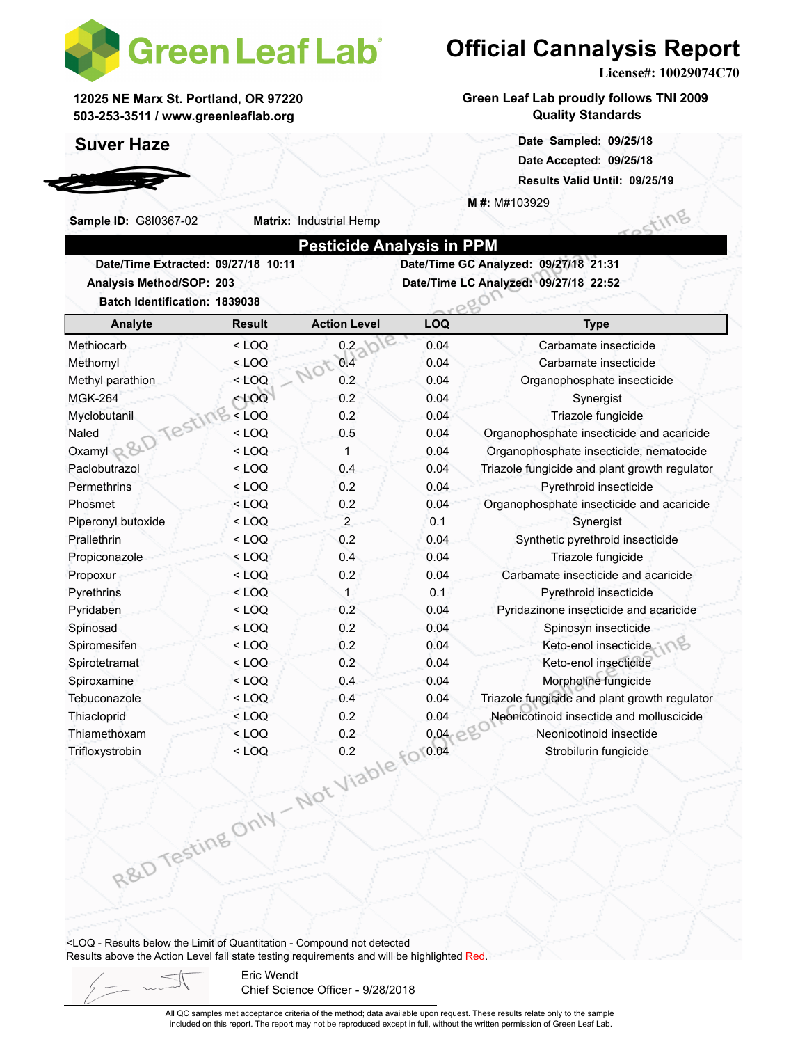# Green Leaf Lab

12025 NE Marx St. Portland, OR 97220
503-253-3511 / www.greenleaflab.org

# Official Cannalysis Report

**License#: 10029074C70**

**Green Leaf Lab proudly follows TNI 2009 Quality Standards**

## Suver Haze

**Date Sampled:** 09/25/18
**Date Accepted:** 09/25/18
**Results Valid Until:** 09/25/19

**M #:** M#103929

**Sample ID:** G8I0367-02 **Matrix:** Industrial Hemp

## Pesticide Analysis in PPM

**Date/Time Extracted:** 09/27/18 10:11
**Analysis Method/SOP:** 203
**Batch Identification:** 1839038

**Date/Time GC Analyzed:** 09/27/18 21:31
**Date/Time LC Analyzed:** 09/27/18 22:52

| Analyte | Result | Action Level | LOQ | Type |
|---|---|---|---|---|
| Methiocarb | < LOQ | 0.2 | 0.04 | Carbamate insecticide |
| Methomyl | < LOQ | 0.4 | 0.04 | Carbamate insecticide |
| Methyl parathion | < LOQ | 0.2 | 0.04 | Organophosphate insecticide |
| MGK-264 | < LOQ | 0.2 | 0.04 | Synergist |
| Myclobutanil | < LOQ | 0.2 | 0.04 | Triazole fungicide |
| Naled | < LOQ | 0.5 | 0.04 | Organophosphate insecticide and acaricide |
| Oxamyl | < LOQ | 1 | 0.04 | Organophosphate insecticide, nematocide |
| Paclobutrazol | < LOQ | 0.4 | 0.04 | Triazole fungicide and plant growth regulator |
| Permethrins | < LOQ | 0.2 | 0.04 | Pyrethroid insecticide |
| Phosmet | < LOQ | 0.2 | 0.04 | Organophosphate insecticide and acaricide |
| Piperonyl butoxide | < LOQ | 2 | 0.1 | Synergist |
| Prallethrin | < LOQ | 0.2 | 0.04 | Synthetic pyrethroid insecticide |
| Propiconazole | < LOQ | 0.4 | 0.04 | Triazole fungicide |
| Propoxur | < LOQ | 0.2 | 0.04 | Carbamate insecticide and acaricide |
| Pyrethrins | < LOQ | 1 | 0.1 | Pyrethroid insecticide |
| Pyridaben | < LOQ | 0.2 | 0.04 | Pyridazinone insecticide and acaricide |
| Spinosad | < LOQ | 0.2 | 0.04 | Spinosyn insecticide |
| Spiromesifen | < LOQ | 0.2 | 0.04 | Keto-enol insecticide |
| Spirotetramat | < LOQ | 0.2 | 0.04 | Keto-enol insecticide |
| Spiroxamine | < LOQ | 0.4 | 0.04 | Morpholine fungicide |
| Tebuconazole | < LOQ | 0.4 | 0.04 | Triazole fungicide and plant growth regulator |
| Thiacloprid | < LOQ | 0.2 | 0.04 | Neonicotinoid insectide and molluscicide |
| Thiamethoxam | < LOQ | 0.2 | 0.04 | Neonicotinoid insecticide |
| Trifloxystrobin | < LOQ | 0.2 | 0.04 | Strobilurin fungicide |

<LOQ - Results below the Limit of Quantitation - Compound not detected
Results above the Action Level fail state testing requirements and will be highlighted Red.

Eric Wendt
Chief Science Officer - 9/28/2018

All QC samples met acceptance criteria of the method; data available upon request. These results relate only to the sample included on this report. The report may not be reproduced except in full, without the written permission of Green Leaf Lab.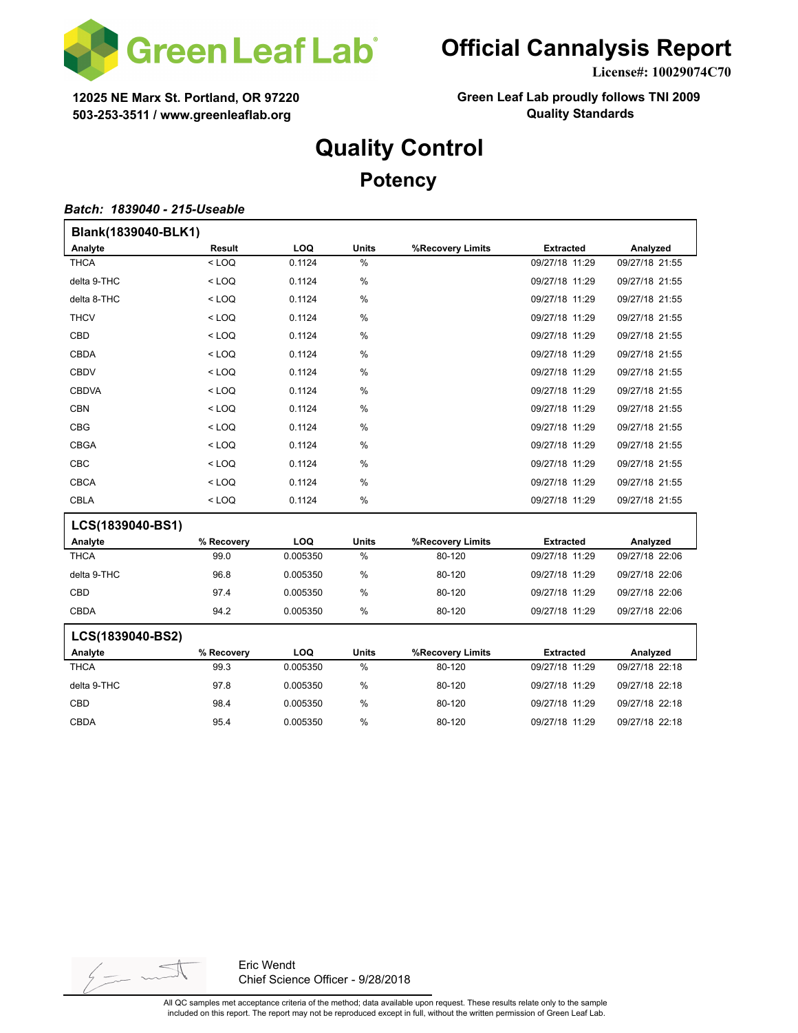# Official Cannalysis Report

License#: 10029074C70

12025 NE Marx St. Portland, OR 97220
503-253-3511 / www.greenleaflab.org

Green Leaf Lab proudly follows TNI 2009 Quality Standards

# Quality Control

## Potency

***Batch: 1839040 - 215-Useable***

**Blank(1839040-BLK1)**

| Analyte | Result | LOQ | Units | %Recovery Limits | Extracted | Analyzed |
|---|---|---|---|---|---|---|
| THCA | < LOQ | 0.1124 | % | | 09/27/18 11:29 | 09/27/18 21:55 |
| delta 9-THC | < LOQ | 0.1124 | % | | 09/27/18 11:29 | 09/27/18 21:55 |
| delta 8-THC | < LOQ | 0.1124 | % | | 09/27/18 11:29 | 09/27/18 21:55 |
| THCV | < LOQ | 0.1124 | % | | 09/27/18 11:29 | 09/27/18 21:55 |
| CBD | < LOQ | 0.1124 | % | | 09/27/18 11:29 | 09/27/18 21:55 |
| CBDA | < LOQ | 0.1124 | % | | 09/27/18 11:29 | 09/27/18 21:55 |
| CBDV | < LOQ | 0.1124 | % | | 09/27/18 11:29 | 09/27/18 21:55 |
| CBDVA | < LOQ | 0.1124 | % | | 09/27/18 11:29 | 09/27/18 21:55 |
| CBN | < LOQ | 0.1124 | % | | 09/27/18 11:29 | 09/27/18 21:55 |
| CBG | < LOQ | 0.1124 | % | | 09/27/18 11:29 | 09/27/18 21:55 |
| CBGA | < LOQ | 0.1124 | % | | 09/27/18 11:29 | 09/27/18 21:55 |
| CBC | < LOQ | 0.1124 | % | | 09/27/18 11:29 | 09/27/18 21:55 |
| CBCA | < LOQ | 0.1124 | % | | 09/27/18 11:29 | 09/27/18 21:55 |
| CBLA | < LOQ | 0.1124 | % | | 09/27/18 11:29 | 09/27/18 21:55 |

**LCS(1839040-BS1)**

| Analyte | % Recovery | LOQ | Units | %Recovery Limits | Extracted | Analyzed |
|---|---|---|---|---|---|---|
| THCA | 99.0 | 0.005350 | % | 80-120 | 09/27/18 11:29 | 09/27/18 22:06 |
| delta 9-THC | 96.8 | 0.005350 | % | 80-120 | 09/27/18 11:29 | 09/27/18 22:06 |
| CBD | 97.4 | 0.005350 | % | 80-120 | 09/27/18 11:29 | 09/27/18 22:06 |
| CBDA | 94.2 | 0.005350 | % | 80-120 | 09/27/18 11:29 | 09/27/18 22:06 |

**LCS(1839040-BS2)**

| Analyte | % Recovery | LOQ | Units | %Recovery Limits | Extracted | Analyzed |
|---|---|---|---|---|---|---|
| THCA | 99.3 | 0.005350 | % | 80-120 | 09/27/18 11:29 | 09/27/18 22:18 |
| delta 9-THC | 97.8 | 0.005350 | % | 80-120 | 09/27/18 11:29 | 09/27/18 22:18 |
| CBD | 98.4 | 0.005350 | % | 80-120 | 09/27/18 11:29 | 09/27/18 22:18 |
| CBDA | 95.4 | 0.005350 | % | 80-120 | 09/27/18 11:29 | 09/27/18 22:18 |

Eric Wendt
Chief Science Officer - 9/28/2018

All QC samples met acceptance criteria of the method; data available upon request. These results relate only to the sample included on this report. The report may not be reproduced except in full, without the written permission of Green Leaf Lab.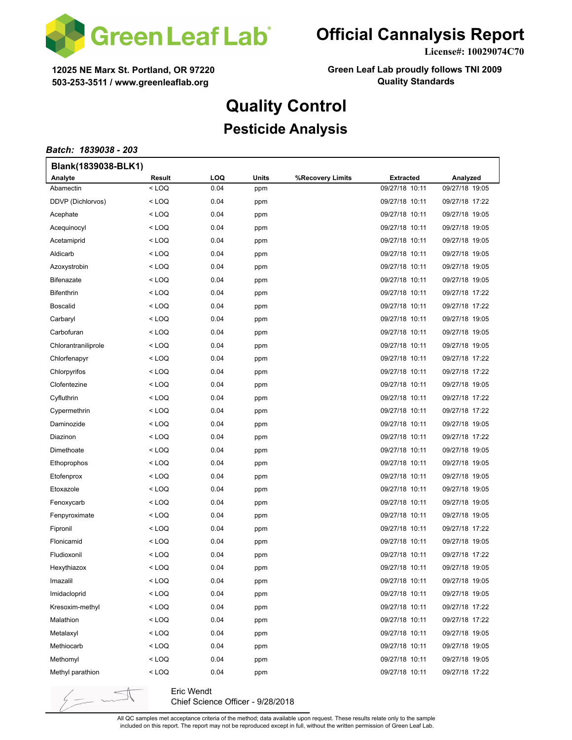# Official Cannalysis Report

**License#: 10029074C70**

**12025 NE Marx St. Portland, OR 97220**
**503-253-3511 / www.greenleaflab.org**

**Green Leaf Lab proudly follows TNI 2009 Quality Standards**

# Quality Control

## Pesticide Analysis

***Batch: 1839038 - 203***

**Blank(1839038-BLK1)**

| Analyte | Result | LOQ | Units | %Recovery Limits | Extracted | Analyzed |
|---|---|---|---|---|---|---|
| Abamectin | < LOQ | 0.04 | ppm | | 09/27/18 10:11 | 09/27/18 19:05 |
| DDVP (Dichlorvos) | < LOQ | 0.04 | ppm | | 09/27/18 10:11 | 09/27/18 17:22 |
| Acephate | < LOQ | 0.04 | ppm | | 09/27/18 10:11 | 09/27/18 19:05 |
| Acequinocyl | < LOQ | 0.04 | ppm | | 09/27/18 10:11 | 09/27/18 19:05 |
| Acetamiprid | < LOQ | 0.04 | ppm | | 09/27/18 10:11 | 09/27/18 19:05 |
| Aldicarb | < LOQ | 0.04 | ppm | | 09/27/18 10:11 | 09/27/18 19:05 |
| Azoxystrobin | < LOQ | 0.04 | ppm | | 09/27/18 10:11 | 09/27/18 19:05 |
| Bifenazate | < LOQ | 0.04 | ppm | | 09/27/18 10:11 | 09/27/18 19:05 |
| Bifenthrin | < LOQ | 0.04 | ppm | | 09/27/18 10:11 | 09/27/18 17:22 |
| Boscalid | < LOQ | 0.04 | ppm | | 09/27/18 10:11 | 09/27/18 17:22 |
| Carbaryl | < LOQ | 0.04 | ppm | | 09/27/18 10:11 | 09/27/18 19:05 |
| Carbofuran | < LOQ | 0.04 | ppm | | 09/27/18 10:11 | 09/27/18 19:05 |
| Chlorantraniliprole | < LOQ | 0.04 | ppm | | 09/27/18 10:11 | 09/27/18 19:05 |
| Chlorfenapyr | < LOQ | 0.04 | ppm | | 09/27/18 10:11 | 09/27/18 17:22 |
| Chlorpyrifos | < LOQ | 0.04 | ppm | | 09/27/18 10:11 | 09/27/18 17:22 |
| Clofentezine | < LOQ | 0.04 | ppm | | 09/27/18 10:11 | 09/27/18 19:05 |
| Cyfluthrin | < LOQ | 0.04 | ppm | | 09/27/18 10:11 | 09/27/18 17:22 |
| Cypermethrin | < LOQ | 0.04 | ppm | | 09/27/18 10:11 | 09/27/18 17:22 |
| Daminozide | < LOQ | 0.04 | ppm | | 09/27/18 10:11 | 09/27/18 19:05 |
| Diazinon | < LOQ | 0.04 | ppm | | 09/27/18 10:11 | 09/27/18 17:22 |
| Dimethoate | < LOQ | 0.04 | ppm | | 09/27/18 10:11 | 09/27/18 19:05 |
| Ethoprophos | < LOQ | 0.04 | ppm | | 09/27/18 10:11 | 09/27/18 19:05 |
| Etofenprox | < LOQ | 0.04 | ppm | | 09/27/18 10:11 | 09/27/18 19:05 |
| Etoxazole | < LOQ | 0.04 | ppm | | 09/27/18 10:11 | 09/27/18 19:05 |
| Fenoxycarb | < LOQ | 0.04 | ppm | | 09/27/18 10:11 | 09/27/18 19:05 |
| Fenpyroximate | < LOQ | 0.04 | ppm | | 09/27/18 10:11 | 09/27/18 19:05 |
| Fipronil | < LOQ | 0.04 | ppm | | 09/27/18 10:11 | 09/27/18 17:22 |
| Flonicamid | < LOQ | 0.04 | ppm | | 09/27/18 10:11 | 09/27/18 19:05 |
| Fludioxonil | < LOQ | 0.04 | ppm | | 09/27/18 10:11 | 09/27/18 17:22 |
| Hexythiazox | < LOQ | 0.04 | ppm | | 09/27/18 10:11 | 09/27/18 19:05 |
| Imazalil | < LOQ | 0.04 | ppm | | 09/27/18 10:11 | 09/27/18 19:05 |
| Imidacloprid | < LOQ | 0.04 | ppm | | 09/27/18 10:11 | 09/27/18 19:05 |
| Kresoxim-methyl | < LOQ | 0.04 | ppm | | 09/27/18 10:11 | 09/27/18 17:22 |
| Malathion | < LOQ | 0.04 | ppm | | 09/27/18 10:11 | 09/27/18 17:22 |
| Metalaxyl | < LOQ | 0.04 | ppm | | 09/27/18 10:11 | 09/27/18 19:05 |
| Methiocarb | < LOQ | 0.04 | ppm | | 09/27/18 10:11 | 09/27/18 19:05 |
| Methomyl | < LOQ | 0.04 | ppm | | 09/27/18 10:11 | 09/27/18 19:05 |
| Methyl parathion | < LOQ | 0.04 | ppm | | 09/27/18 10:11 | 09/27/18 17:22 |

Eric Wendt
Chief Science Officer - 9/28/2018

All QC samples met acceptance criteria of the method; data available upon request. These results relate only to the sample included on this report. The report may not be reproduced except in full, without the written permission of Green Leaf Lab.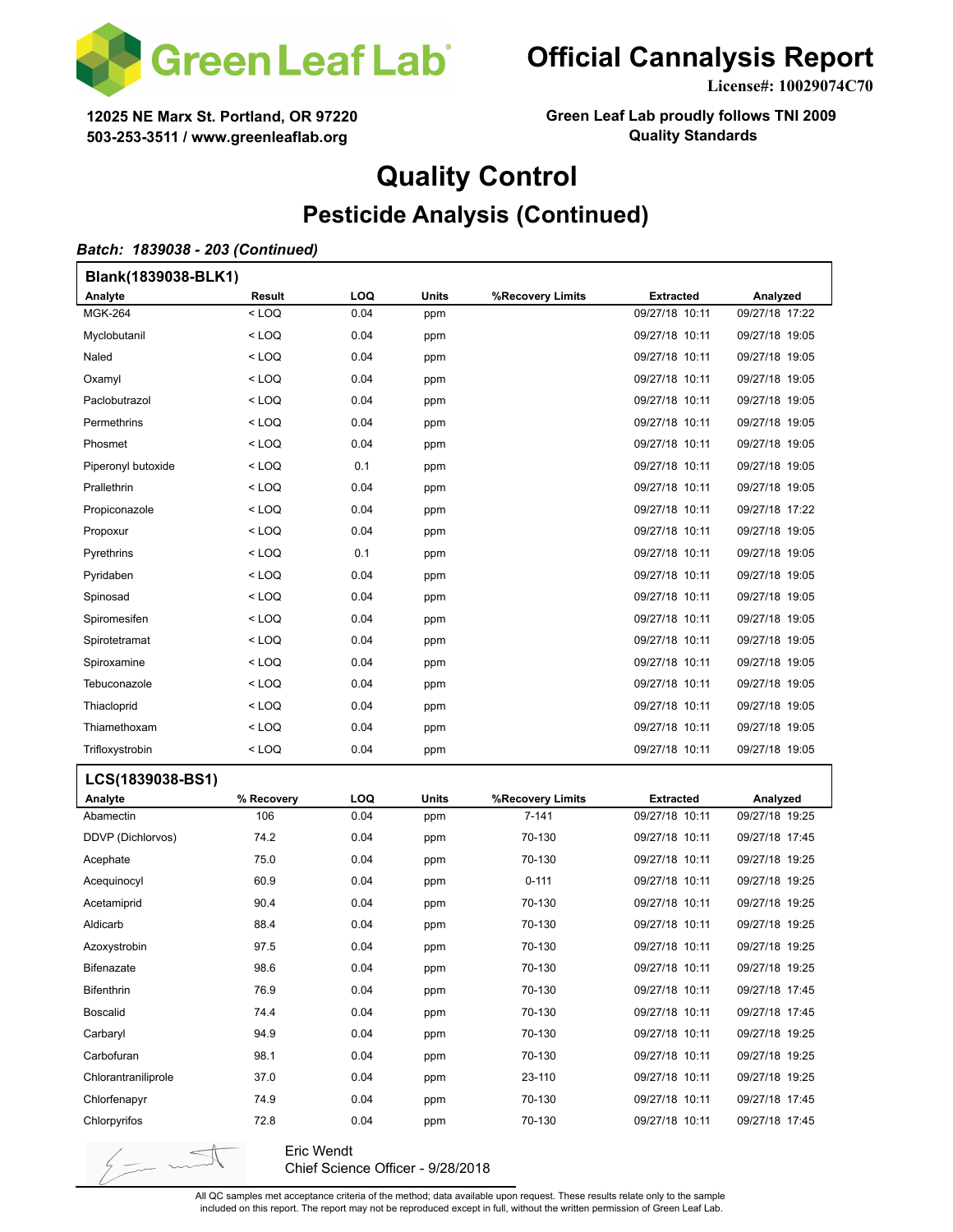Green Leaf Lab

# Official Cannalysis Report

**License#: 10029074C70**

**12025 NE Marx St. Portland, OR 97220**
**503-253-3511 / www.greenleaflab.org**

**Green Leaf Lab proudly follows TNI 2009 Quality Standards**

# Quality Control

## Pesticide Analysis (Continued)

***Batch: 1839038 - 203 (Continued)***

**Blank(1839038-BLK1)**

| Analyte | Result | LOQ | Units | %Recovery Limits | Extracted | Analyzed |
|---|---|---|---|---|---|---|
| MGK-264 | < LOQ | 0.04 | ppm | | 09/27/18 10:11 | 09/27/18 17:22 |
| Myclobutanil | < LOQ | 0.04 | ppm | | 09/27/18 10:11 | 09/27/18 19:05 |
| Naled | < LOQ | 0.04 | ppm | | 09/27/18 10:11 | 09/27/18 19:05 |
| Oxamyl | < LOQ | 0.04 | ppm | | 09/27/18 10:11 | 09/27/18 19:05 |
| Paclobutrazol | < LOQ | 0.04 | ppm | | 09/27/18 10:11 | 09/27/18 19:05 |
| Permethrins | < LOQ | 0.04 | ppm | | 09/27/18 10:11 | 09/27/18 19:05 |
| Phosmet | < LOQ | 0.04 | ppm | | 09/27/18 10:11 | 09/27/18 19:05 |
| Piperonyl butoxide | < LOQ | 0.1 | ppm | | 09/27/18 10:11 | 09/27/18 19:05 |
| Prallethrin | < LOQ | 0.04 | ppm | | 09/27/18 10:11 | 09/27/18 19:05 |
| Propiconazole | < LOQ | 0.04 | ppm | | 09/27/18 10:11 | 09/27/18 17:22 |
| Propoxur | < LOQ | 0.04 | ppm | | 09/27/18 10:11 | 09/27/18 19:05 |
| Pyrethrins | < LOQ | 0.1 | ppm | | 09/27/18 10:11 | 09/27/18 19:05 |
| Pyridaben | < LOQ | 0.04 | ppm | | 09/27/18 10:11 | 09/27/18 19:05 |
| Spinosad | < LOQ | 0.04 | ppm | | 09/27/18 10:11 | 09/27/18 19:05 |
| Spiromesifen | < LOQ | 0.04 | ppm | | 09/27/18 10:11 | 09/27/18 19:05 |
| Spirotetramat | < LOQ | 0.04 | ppm | | 09/27/18 10:11 | 09/27/18 19:05 |
| Spiroxamine | < LOQ | 0.04 | ppm | | 09/27/18 10:11 | 09/27/18 19:05 |
| Tebuconazole | < LOQ | 0.04 | ppm | | 09/27/18 10:11 | 09/27/18 19:05 |
| Thiacloprid | < LOQ | 0.04 | ppm | | 09/27/18 10:11 | 09/27/18 19:05 |
| Thiamethoxam | < LOQ | 0.04 | ppm | | 09/27/18 10:11 | 09/27/18 19:05 |
| Trifloxystrobin | < LOQ | 0.04 | ppm | | 09/27/18 10:11 | 09/27/18 19:05 |

**LCS(1839038-BS1)**

| Analyte | % Recovery | LOQ | Units | %Recovery Limits | Extracted | Analyzed |
|---|---|---|---|---|---|---|
| Abamectin | 106 | 0.04 | ppm | 7-141 | 09/27/18 10:11 | 09/27/18 19:25 |
| DDVP (Dichlorvos) | 74.2 | 0.04 | ppm | 70-130 | 09/27/18 10:11 | 09/27/18 17:45 |
| Acephate | 75.0 | 0.04 | ppm | 70-130 | 09/27/18 10:11 | 09/27/18 19:25 |
| Acequinocyl | 60.9 | 0.04 | ppm | 0-111 | 09/27/18 10:11 | 09/27/18 19:25 |
| Acetamiprid | 90.4 | 0.04 | ppm | 70-130 | 09/27/18 10:11 | 09/27/18 19:25 |
| Aldicarb | 88.4 | 0.04 | ppm | 70-130 | 09/27/18 10:11 | 09/27/18 19:25 |
| Azoxystrobin | 97.5 | 0.04 | ppm | 70-130 | 09/27/18 10:11 | 09/27/18 19:25 |
| Bifenazate | 98.6 | 0.04 | ppm | 70-130 | 09/27/18 10:11 | 09/27/18 19:25 |
| Bifenthrin | 76.9 | 0.04 | ppm | 70-130 | 09/27/18 10:11 | 09/27/18 17:45 |
| Boscalid | 74.4 | 0.04 | ppm | 70-130 | 09/27/18 10:11 | 09/27/18 17:45 |
| Carbaryl | 94.9 | 0.04 | ppm | 70-130 | 09/27/18 10:11 | 09/27/18 19:25 |
| Carbofuran | 98.1 | 0.04 | ppm | 70-130 | 09/27/18 10:11 | 09/27/18 19:25 |
| Chlorantraniliprole | 37.0 | 0.04 | ppm | 23-110 | 09/27/18 10:11 | 09/27/18 19:25 |
| Chlorfenapyr | 74.9 | 0.04 | ppm | 70-130 | 09/27/18 10:11 | 09/27/18 17:45 |
| Chlorpyrifos | 72.8 | 0.04 | ppm | 70-130 | 09/27/18 10:11 | 09/27/18 17:45 |

Eric Wendt
Chief Science Officer - 9/28/2018

All QC samples met acceptance criteria of the method; data available upon request. These results relate only to the sample included on this report. The report may not be reproduced except in full, without the written permission of Green Leaf Lab.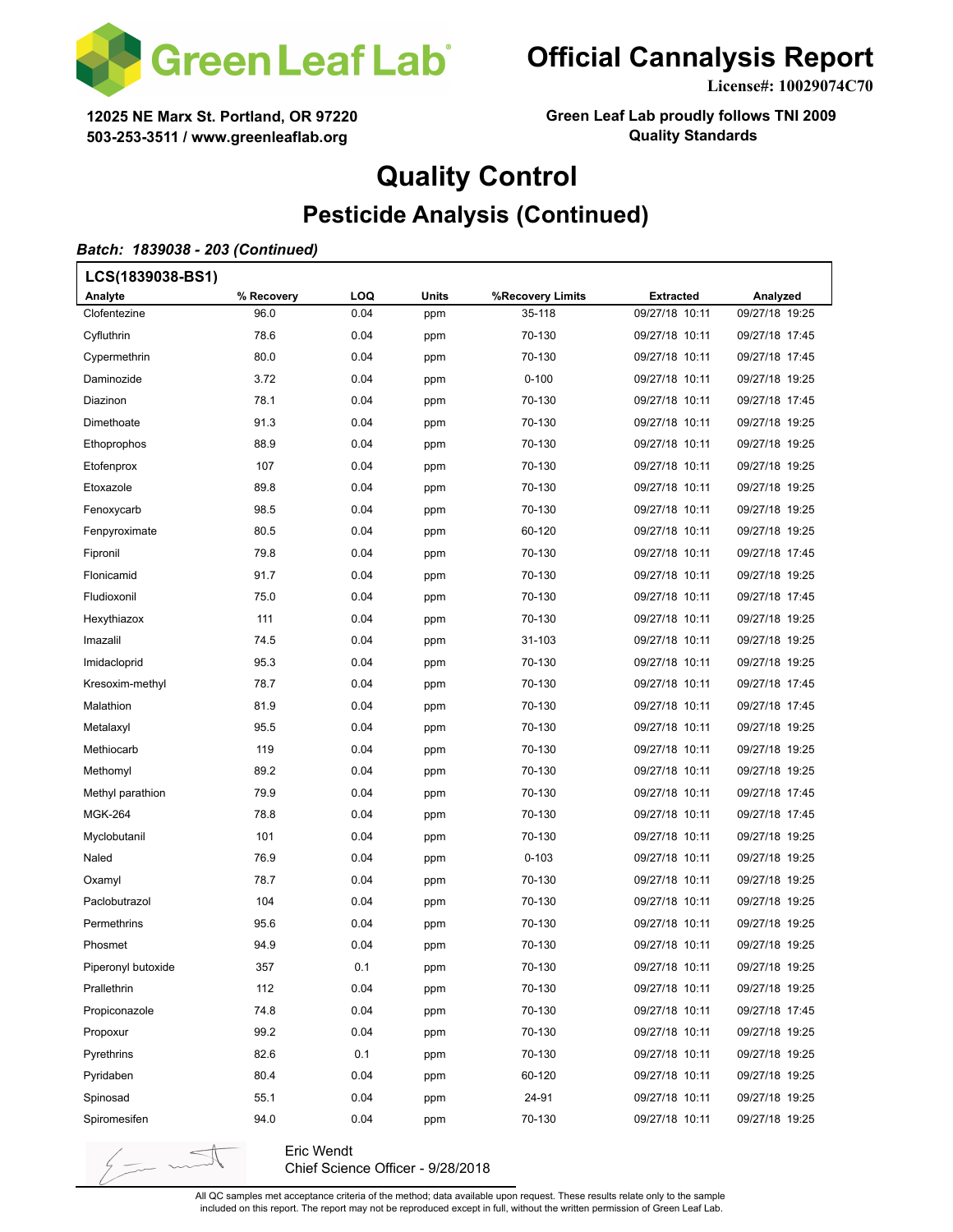# Official Cannalysis Report

**License#: 10029074C70**

**Green Leaf Lab**

12025 NE Marx St. Portland, OR 97220
503-253-3511 / www.greenleaflab.org

Green Leaf Lab proudly follows TNI 2009 Quality Standards

# Quality Control

## Pesticide Analysis (Continued)

***Batch: 1839038 - 203 (Continued)***

**LCS(1839038-BS1)**

| Analyte | % Recovery | LOQ | Units | %Recovery Limits | Extracted | Analyzed |
|---|---|---|---|---|---|---|
| Clofentezine | 96.0 | 0.04 | ppm | 35-118 | 09/27/18 10:11 | 09/27/18 19:25 |
| Cyfluthrin | 78.6 | 0.04 | ppm | 70-130 | 09/27/18 10:11 | 09/27/18 17:45 |
| Cypermethrin | 80.0 | 0.04 | ppm | 70-130 | 09/27/18 10:11 | 09/27/18 17:45 |
| Daminozide | 3.72 | 0.04 | ppm | 0-100 | 09/27/18 10:11 | 09/27/18 19:25 |
| Diazinon | 78.1 | 0.04 | ppm | 70-130 | 09/27/18 10:11 | 09/27/18 17:45 |
| Dimethoate | 91.3 | 0.04 | ppm | 70-130 | 09/27/18 10:11 | 09/27/18 19:25 |
| Ethoprophos | 88.9 | 0.04 | ppm | 70-130 | 09/27/18 10:11 | 09/27/18 19:25 |
| Etofenprox | 107 | 0.04 | ppm | 70-130 | 09/27/18 10:11 | 09/27/18 19:25 |
| Etoxazole | 89.8 | 0.04 | ppm | 70-130 | 09/27/18 10:11 | 09/27/18 19:25 |
| Fenoxycarb | 98.5 | 0.04 | ppm | 70-130 | 09/27/18 10:11 | 09/27/18 19:25 |
| Fenpyroximate | 80.5 | 0.04 | ppm | 60-120 | 09/27/18 10:11 | 09/27/18 19:25 |
| Fipronil | 79.8 | 0.04 | ppm | 70-130 | 09/27/18 10:11 | 09/27/18 17:45 |
| Flonicamid | 91.7 | 0.04 | ppm | 70-130 | 09/27/18 10:11 | 09/27/18 19:25 |
| Fludioxonil | 75.0 | 0.04 | ppm | 70-130 | 09/27/18 10:11 | 09/27/18 17:45 |
| Hexythiazox | 111 | 0.04 | ppm | 70-130 | 09/27/18 10:11 | 09/27/18 19:25 |
| Imazalil | 74.5 | 0.04 | ppm | 31-103 | 09/27/18 10:11 | 09/27/18 19:25 |
| Imidacloprid | 95.3 | 0.04 | ppm | 70-130 | 09/27/18 10:11 | 09/27/18 19:25 |
| Kresoxim-methyl | 78.7 | 0.04 | ppm | 70-130 | 09/27/18 10:11 | 09/27/18 17:45 |
| Malathion | 81.9 | 0.04 | ppm | 70-130 | 09/27/18 10:11 | 09/27/18 17:45 |
| Metalaxyl | 95.5 | 0.04 | ppm | 70-130 | 09/27/18 10:11 | 09/27/18 19:25 |
| Methiocarb | 119 | 0.04 | ppm | 70-130 | 09/27/18 10:11 | 09/27/18 19:25 |
| Methomyl | 89.2 | 0.04 | ppm | 70-130 | 09/27/18 10:11 | 09/27/18 19:25 |
| Methyl parathion | 79.9 | 0.04 | ppm | 70-130 | 09/27/18 10:11 | 09/27/18 17:45 |
| MGK-264 | 78.8 | 0.04 | ppm | 70-130 | 09/27/18 10:11 | 09/27/18 17:45 |
| Myclobutanil | 101 | 0.04 | ppm | 70-130 | 09/27/18 10:11 | 09/27/18 19:25 |
| Naled | 76.9 | 0.04 | ppm | 0-103 | 09/27/18 10:11 | 09/27/18 19:25 |
| Oxamyl | 78.7 | 0.04 | ppm | 70-130 | 09/27/18 10:11 | 09/27/18 19:25 |
| Paclobutrazol | 104 | 0.04 | ppm | 70-130 | 09/27/18 10:11 | 09/27/18 19:25 |
| Permethrins | 95.6 | 0.04 | ppm | 70-130 | 09/27/18 10:11 | 09/27/18 19:25 |
| Phosmet | 94.9 | 0.04 | ppm | 70-130 | 09/27/18 10:11 | 09/27/18 19:25 |
| Piperonyl butoxide | 357 | 0.1 | ppm | 70-130 | 09/27/18 10:11 | 09/27/18 19:25 |
| Prallethrin | 112 | 0.04 | ppm | 70-130 | 09/27/18 10:11 | 09/27/18 19:25 |
| Propiconazole | 74.8 | 0.04 | ppm | 70-130 | 09/27/18 10:11 | 09/27/18 17:45 |
| Propoxur | 99.2 | 0.04 | ppm | 70-130 | 09/27/18 10:11 | 09/27/18 19:25 |
| Pyrethrins | 82.6 | 0.1 | ppm | 70-130 | 09/27/18 10:11 | 09/27/18 19:25 |
| Pyridaben | 80.4 | 0.04 | ppm | 60-120 | 09/27/18 10:11 | 09/27/18 19:25 |
| Spinosad | 55.1 | 0.04 | ppm | 24-91 | 09/27/18 10:11 | 09/27/18 19:25 |
| Spiromesifen | 94.0 | 0.04 | ppm | 70-130 | 09/27/18 10:11 | 09/27/18 19:25 |

Eric Wendt
Chief Science Officer - 9/28/2018

All QC samples met acceptance criteria of the method; data available upon request. These results relate only to the sample included on this report. The report may not be reproduced except in full, without the written permission of Green Leaf Lab.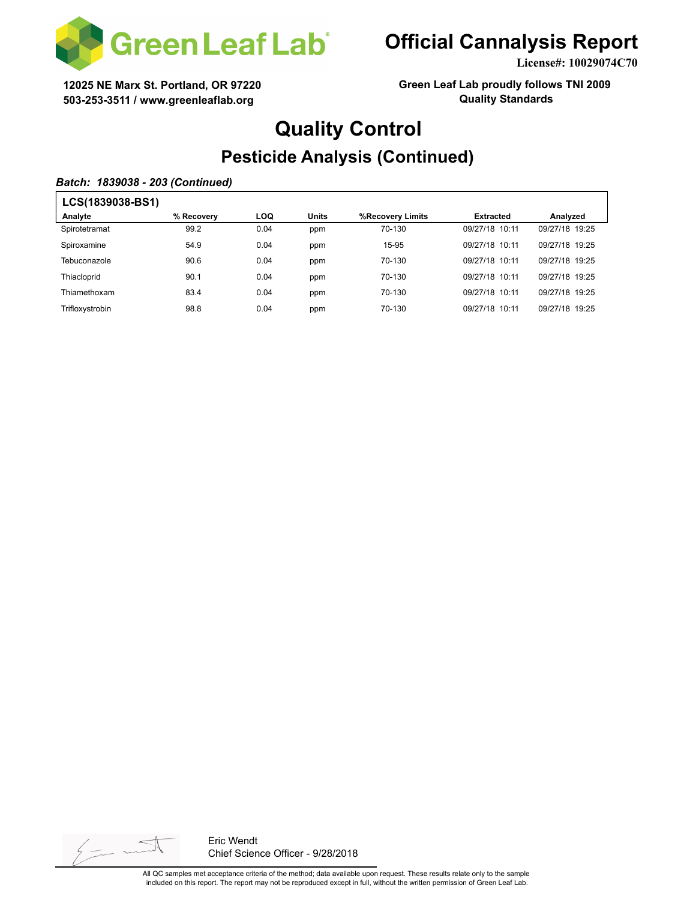# Official Cannalysis Report

**License#: 10029074C70**

**12025 NE Marx St. Portland, OR 97220**
**503-253-3511 / www.greenleaflab.org**

**Green Leaf Lab proudly follows TNI 2009 Quality Standards**

# Quality Control

## Pesticide Analysis (Continued)

***Batch: 1839038 - 203 (Continued)***

**LCS(1839038-BS1)**

| Analyte | % Recovery | LOQ | Units | %Recovery Limits | Extracted | Analyzed |
|---|---|---|---|---|---|---|
| Spirotetramat | 99.2 | 0.04 | ppm | 70-130 | 09/27/18 10:11 | 09/27/18 19:25 |
| Spiroxamine | 54.9 | 0.04 | ppm | 15-95 | 09/27/18 10:11 | 09/27/18 19:25 |
| Tebuconazole | 90.6 | 0.04 | ppm | 70-130 | 09/27/18 10:11 | 09/27/18 19:25 |
| Thiacloprid | 90.1 | 0.04 | ppm | 70-130 | 09/27/18 10:11 | 09/27/18 19:25 |
| Thiamethoxam | 83.4 | 0.04 | ppm | 70-130 | 09/27/18 10:11 | 09/27/18 19:25 |
| Trifloxystrobin | 98.8 | 0.04 | ppm | 70-130 | 09/27/18 10:11 | 09/27/18 19:25 |

Eric Wendt
Chief Science Officer - 9/28/2018

All QC samples met acceptance criteria of the method; data available upon request. These results relate only to the sample included on this report. The report may not be reproduced except in full, without the written permission of Green Leaf Lab.